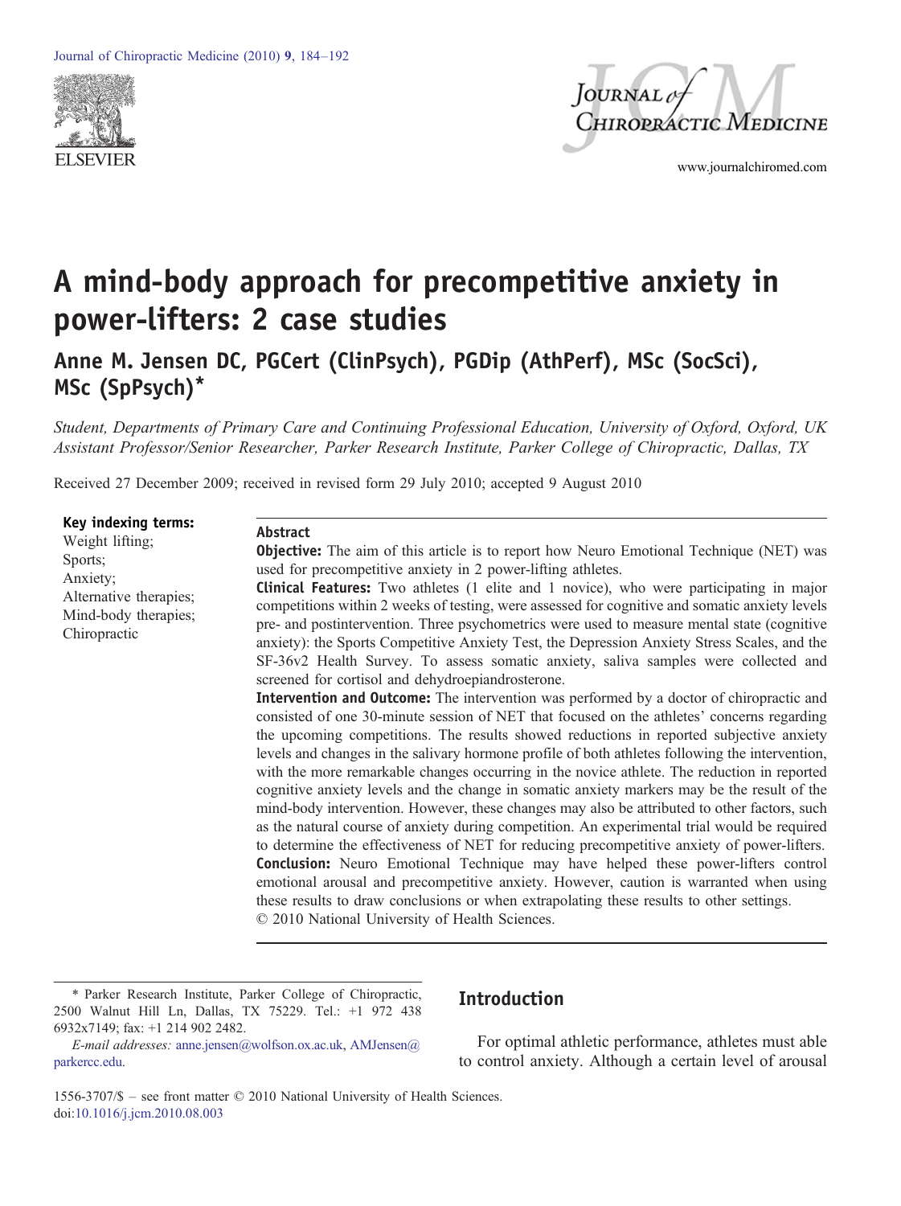# A mind-body approach for precompetitive anxiety in power-lifters: 2 case studies

## Anne M. Jensen DC, PGCert (ClinPsych), PGDip (AthPerf), MSc (SocSci), MSc (SpPsych)*

*Student, Departments of Primary Care and Continuing Professional Education, University of Oxford, Oxford, UK*
*Assistant Professor/Senior Researcher, Parker Research Institute, Parker College of Chiropractic, Dallas, TX*

Received 27 December 2009; received in revised form 29 July 2010; accepted 9 August 2010

**Key indexing terms:**
Weight lifting;
Sports;
Anxiety;
Alternative therapies;
Mind-body therapies;
Chiropractic

### Abstract

**Objective:** The aim of this article is to report how Neuro Emotional Technique (NET) was used for precompetitive anxiety in 2 power-lifting athletes.

**Clinical Features:** Two athletes (1 elite and 1 novice), who were participating in major competitions within 2 weeks of testing, were assessed for cognitive and somatic anxiety levels pre- and postintervention. Three psychometrics were used to measure mental state (cognitive anxiety): the Sports Competitive Anxiety Test, the Depression Anxiety Stress Scales, and the SF-36v2 Health Survey. To assess somatic anxiety, saliva samples were collected and screened for cortisol and dehydroepiandrosterone.

**Intervention and Outcome:** The intervention was performed by a doctor of chiropractic and consisted of one 30-minute session of NET that focused on the athletes' concerns regarding the upcoming competitions. The results showed reductions in reported subjective anxiety levels and changes in the salivary hormone profile of both athletes following the intervention, with the more remarkable changes occurring in the novice athlete. The reduction in reported cognitive anxiety levels and the change in somatic anxiety markers may be the result of the mind-body intervention. However, these changes may also be attributed to other factors, such as the natural course of anxiety during competition. An experimental trial would be required to determine the effectiveness of NET for reducing precompetitive anxiety of power-lifters.

**Conclusion:** Neuro Emotional Technique may have helped these power-lifters control emotional arousal and precompetitive anxiety. However, caution is warranted when using these results to draw conclusions or when extrapolating these results to other settings.
© 2010 National University of Health Sciences.

\* Parker Research Institute, Parker College of Chiropractic, 2500 Walnut Hill Ln, Dallas, TX 75229. Tel.: +1 972 438 6932x7149; fax: +1 214 902 2482.

*E-mail addresses:* anne.jensen@wolfson.ox.ac.uk, AMJensen@parkercc.edu.

1556-3707/$ – see front matter © 2010 National University of Health Sciences.
doi:10.1016/j.jcm.2010.08.003

## Introduction

For optimal athletic performance, athletes must able to control anxiety. Although a certain level of arousal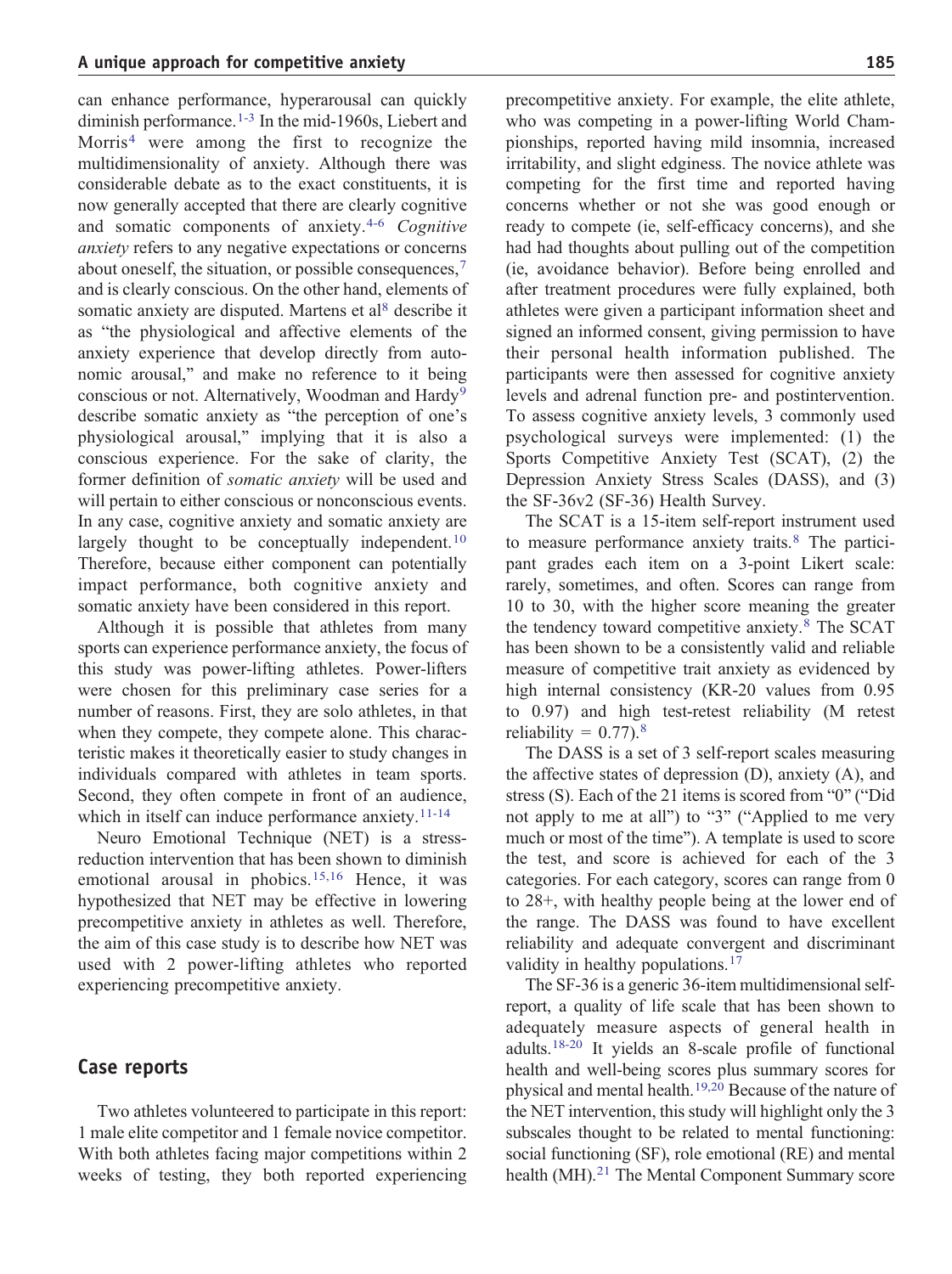can enhance performance, hyperarousal can quickly diminish performance.[1-3] In the mid-1960s, Liebert and Morris[4] were among the first to recognize the multidimensionality of anxiety. Although there was considerable debate as to the exact constituents, it is now generally accepted that there are clearly cognitive and somatic components of anxiety.[4-6] *Cognitive anxiety* refers to any negative expectations or concerns about oneself, the situation, or possible consequences,[7] and is clearly conscious. On the other hand, elements of somatic anxiety are disputed. Martens et al[8] describe it as "the physiological and affective elements of the anxiety experience that develop directly from autonomic arousal," and make no reference to it being conscious or not. Alternatively, Woodman and Hardy[9] describe somatic anxiety as "the perception of one's physiological arousal," implying that it is also a conscious experience. For the sake of clarity, the former definition of *somatic anxiety* will be used and will pertain to either conscious or nonconscious events. In any case, cognitive anxiety and somatic anxiety are largely thought to be conceptually independent.[10] Therefore, because either component can potentially impact performance, both cognitive anxiety and somatic anxiety have been considered in this report.

Although it is possible that athletes from many sports can experience performance anxiety, the focus of this study was power-lifting athletes. Power-lifters were chosen for this preliminary case series for a number of reasons. First, they are solo athletes, in that when they compete, they compete alone. This characteristic makes it theoretically easier to study changes in individuals compared with athletes in team sports. Second, they often compete in front of an audience, which in itself can induce performance anxiety.[11-14]

Neuro Emotional Technique (NET) is a stress-reduction intervention that has been shown to diminish emotional arousal in phobics.[15,16] Hence, it was hypothesized that NET may be effective in lowering precompetitive anxiety in athletes as well. Therefore, the aim of this case study is to describe how NET was used with 2 power-lifting athletes who reported experiencing precompetitive anxiety.

## Case reports

Two athletes volunteered to participate in this report: 1 male elite competitor and 1 female novice competitor. With both athletes facing major competitions within 2 weeks of testing, they both reported experiencing precompetitive anxiety. For example, the elite athlete, who was competing in a power-lifting World Championships, reported having mild insomnia, increased irritability, and slight edginess. The novice athlete was competing for the first time and reported having concerns whether or not she was good enough or ready to compete (ie, self-efficacy concerns), and she had had thoughts about pulling out of the competition (ie, avoidance behavior). Before being enrolled and after treatment procedures were fully explained, both athletes were given a participant information sheet and signed an informed consent, giving permission to have their personal health information published. The participants were then assessed for cognitive anxiety levels and adrenal function pre- and postintervention. To assess cognitive anxiety levels, 3 commonly used psychological surveys were implemented: (1) the Sports Competitive Anxiety Test (SCAT), (2) the Depression Anxiety Stress Scales (DASS), and (3) the SF-36v2 (SF-36) Health Survey.

The SCAT is a 15-item self-report instrument used to measure performance anxiety traits.[8] The participant grades each item on a 3-point Likert scale: rarely, sometimes, and often. Scores can range from 10 to 30, with the higher score meaning the greater the tendency toward competitive anxiety.[8] The SCAT has been shown to be a consistently valid and reliable measure of competitive trait anxiety as evidenced by high internal consistency (KR-20 values from 0.95 to 0.97) and high test-retest reliability (M retest reliability = 0.77).[8]

The DASS is a set of 3 self-report scales measuring the affective states of depression (D), anxiety (A), and stress (S). Each of the 21 items is scored from "0" ("Did not apply to me at all") to "3" ("Applied to me very much or most of the time"). A template is used to score the test, and score is achieved for each of the 3 categories. For each category, scores can range from 0 to 28+, with healthy people being at the lower end of the range. The DASS was found to have excellent reliability and adequate convergent and discriminant validity in healthy populations.[17]

The SF-36 is a generic 36-item multidimensional self-report, a quality of life scale that has been shown to adequately measure aspects of general health in adults.[18-20] It yields an 8-scale profile of functional health and well-being scores plus summary scores for physical and mental health.[19,20] Because of the nature of the NET intervention, this study will highlight only the 3 subscales thought to be related to mental functioning: social functioning (SF), role emotional (RE) and mental health (MH).[21] The Mental Component Summary score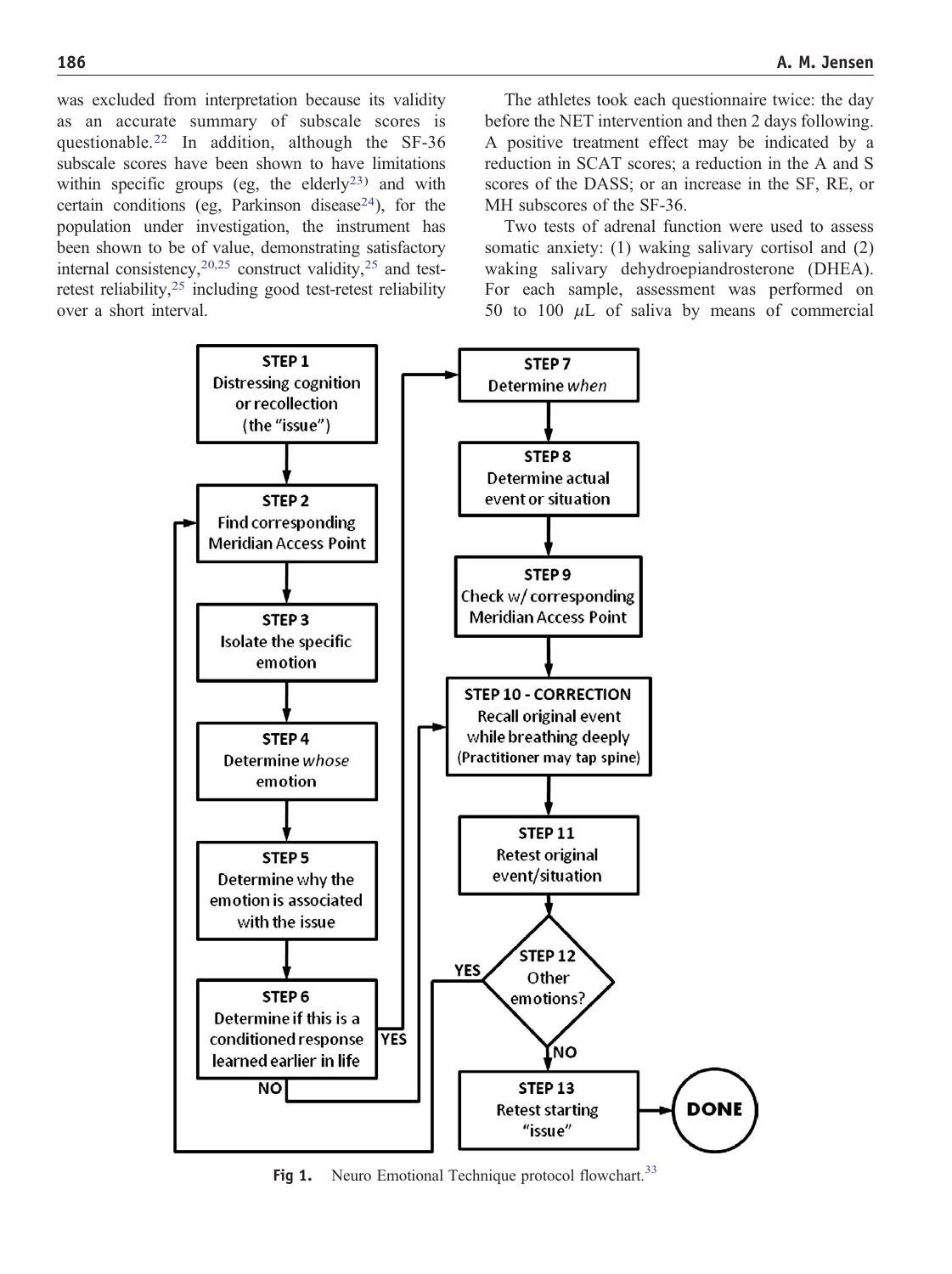was excluded from interpretation because its validity as an accurate summary of subscale scores is questionable.[22] In addition, although the SF-36 subscale scores have been shown to have limitations within specific groups (eg, the elderly[23]) and with certain conditions (eg, Parkinson disease[24]), for the population under investigation, the instrument has been shown to be of value, demonstrating satisfactory internal consistency,[20,25] construct validity,[25] and test-retest reliability,[25] including good test-retest reliability over a short interval.

The athletes took each questionnaire twice: the day before the NET intervention and then 2 days following. A positive treatment effect may be indicated by a reduction in SCAT scores; a reduction in the A and S scores of the DASS; or an increase in the SF, RE, or MH subscores of the SF-36.

Two tests of adrenal function were used to assess somatic anxiety: (1) waking salivary cortisol and (2) waking salivary dehydroepiandrosterone (DHEA). For each sample, assessment was performed on 50 to 100 $\mu$L of saliva by means of commercial

**STEP 1** Distressing cognition or recollection (the "issue")

**STEP 2** Find corresponding Meridian Access Point

**STEP 3** Isolate the specific emotion

**STEP 4** Determine *whose* emotion

**STEP 5** Determine why the emotion is associated with the issue

**STEP 6** Determine if this is a conditioned response learned earlier in life (YES → Step 7; NO → Step 10)

**STEP 7** Determine *when*

**STEP 8** Determine actual event or situation

**STEP 9** Check w/ corresponding Meridian Access Point

**STEP 10 - CORRECTION** Recall original event while breathing deeply (Practitioner may tap spine)

**STEP 11** Retest original event/situation

**STEP 12** Other emotions? (YES → Step 2; NO → Step 13)

**STEP 13** Retest starting "issue" → **DONE**

**Fig 1.** Neuro Emotional Technique protocol flowchart.[33]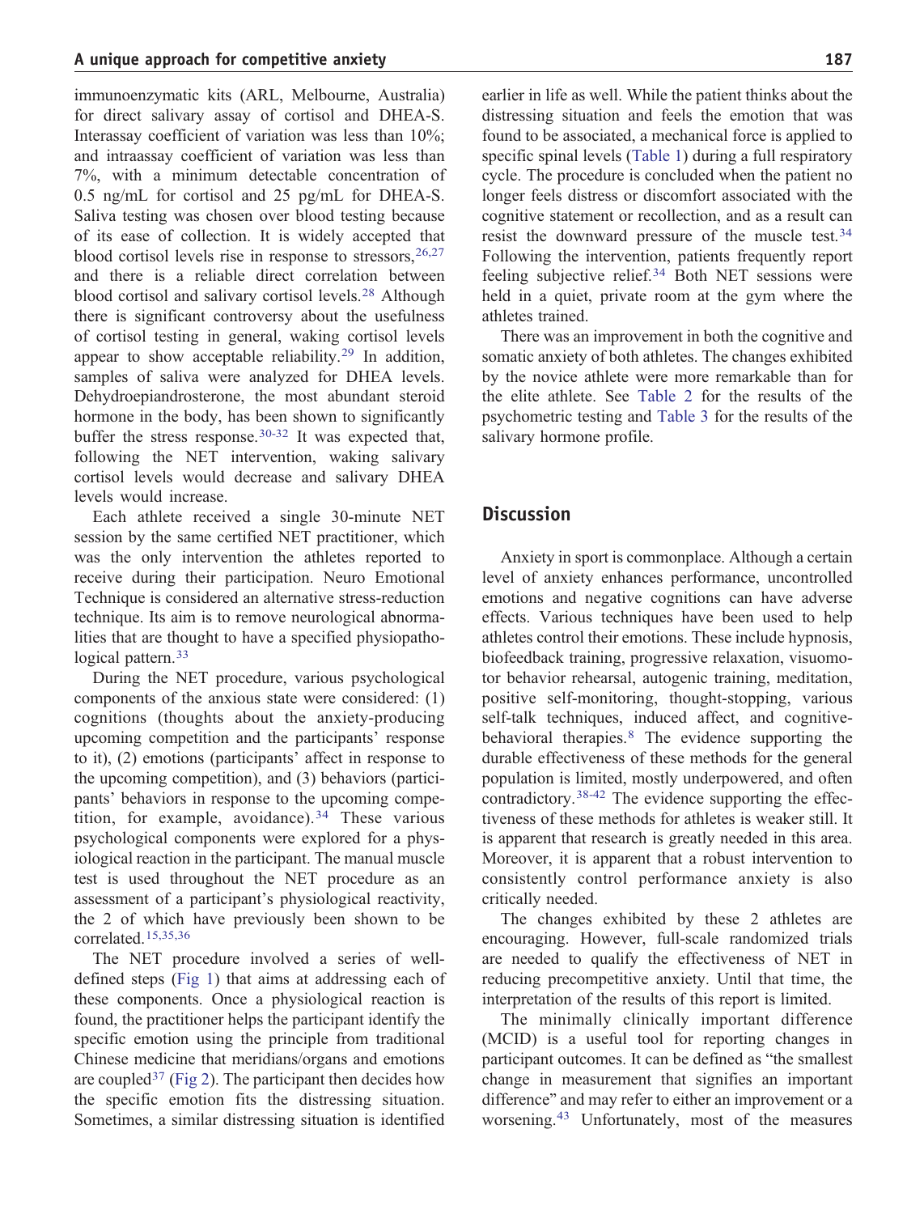immunoenzymatic kits (ARL, Melbourne, Australia) for direct salivary assay of cortisol and DHEA-S. Interassay coefficient of variation was less than 10%; and intraassay coefficient of variation was less than 7%, with a minimum detectable concentration of 0.5 ng/mL for cortisol and 25 pg/mL for DHEA-S. Saliva testing was chosen over blood testing because of its ease of collection. It is widely accepted that blood cortisol levels rise in response to stressors,[26,27] and there is a reliable direct correlation between blood cortisol and salivary cortisol levels.[28] Although there is significant controversy about the usefulness of cortisol testing in general, waking cortisol levels appear to show acceptable reliability.[29] In addition, samples of saliva were analyzed for DHEA levels. Dehydroepiandrosterone, the most abundant steroid hormone in the body, has been shown to significantly buffer the stress response.[30-32] It was expected that, following the NET intervention, waking salivary cortisol levels would decrease and salivary DHEA levels would increase.

Each athlete received a single 30-minute NET session by the same certified NET practitioner, which was the only intervention the athletes reported to receive during their participation. Neuro Emotional Technique is considered an alternative stress-reduction technique. Its aim is to remove neurological abnormalities that are thought to have a specified physiopathological pattern.[33]

During the NET procedure, various psychological components of the anxious state were considered: (1) cognitions (thoughts about the anxiety-producing upcoming competition and the participants' response to it), (2) emotions (participants' affect in response to the upcoming competition), and (3) behaviors (participants' behaviors in response to the upcoming competition, for example, avoidance).[34] These various psychological components were explored for a physiological reaction in the participant. The manual muscle test is used throughout the NET procedure as an assessment of a participant's physiological reactivity, the 2 of which have previously been shown to be correlated.[15,35,36]

The NET procedure involved a series of well-defined steps (Fig 1) that aims at addressing each of these components. Once a physiological reaction is found, the practitioner helps the participant identify the specific emotion using the principle from traditional Chinese medicine that meridians/organs and emotions are coupled[37] (Fig 2). The participant then decides how the specific emotion fits the distressing situation. Sometimes, a similar distressing situation is identified earlier in life as well. While the patient thinks about the distressing situation and feels the emotion that was found to be associated, a mechanical force is applied to specific spinal levels (Table 1) during a full respiratory cycle. The procedure is concluded when the patient no longer feels distress or discomfort associated with the cognitive statement or recollection, and as a result can resist the downward pressure of the muscle test.[34] Following the intervention, patients frequently report feeling subjective relief.[34] Both NET sessions were held in a quiet, private room at the gym where the athletes trained.

There was an improvement in both the cognitive and somatic anxiety of both athletes. The changes exhibited by the novice athlete were more remarkable than for the elite athlete. See Table 2 for the results of the psychometric testing and Table 3 for the results of the salivary hormone profile.

## Discussion

Anxiety in sport is commonplace. Although a certain level of anxiety enhances performance, uncontrolled emotions and negative cognitions can have adverse effects. Various techniques have been used to help athletes control their emotions. These include hypnosis, biofeedback training, progressive relaxation, visuomotor behavior rehearsal, autogenic training, meditation, positive self-monitoring, thought-stopping, various self-talk techniques, induced affect, and cognitive-behavioral therapies.[8] The evidence supporting the durable effectiveness of these methods for the general population is limited, mostly underpowered, and often contradictory.[38-42] The evidence supporting the effectiveness of these methods for athletes is weaker still. It is apparent that research is greatly needed in this area. Moreover, it is apparent that a robust intervention to consistently control performance anxiety is also critically needed.

The changes exhibited by these 2 athletes are encouraging. However, full-scale randomized trials are needed to qualify the effectiveness of NET in reducing precompetitive anxiety. Until that time, the interpretation of the results of this report is limited.

The minimally clinically important difference (MCID) is a useful tool for reporting changes in participant outcomes. It can be defined as "the smallest change in measurement that signifies an important difference" and may refer to either an improvement or a worsening.[43] Unfortunately, most of the measures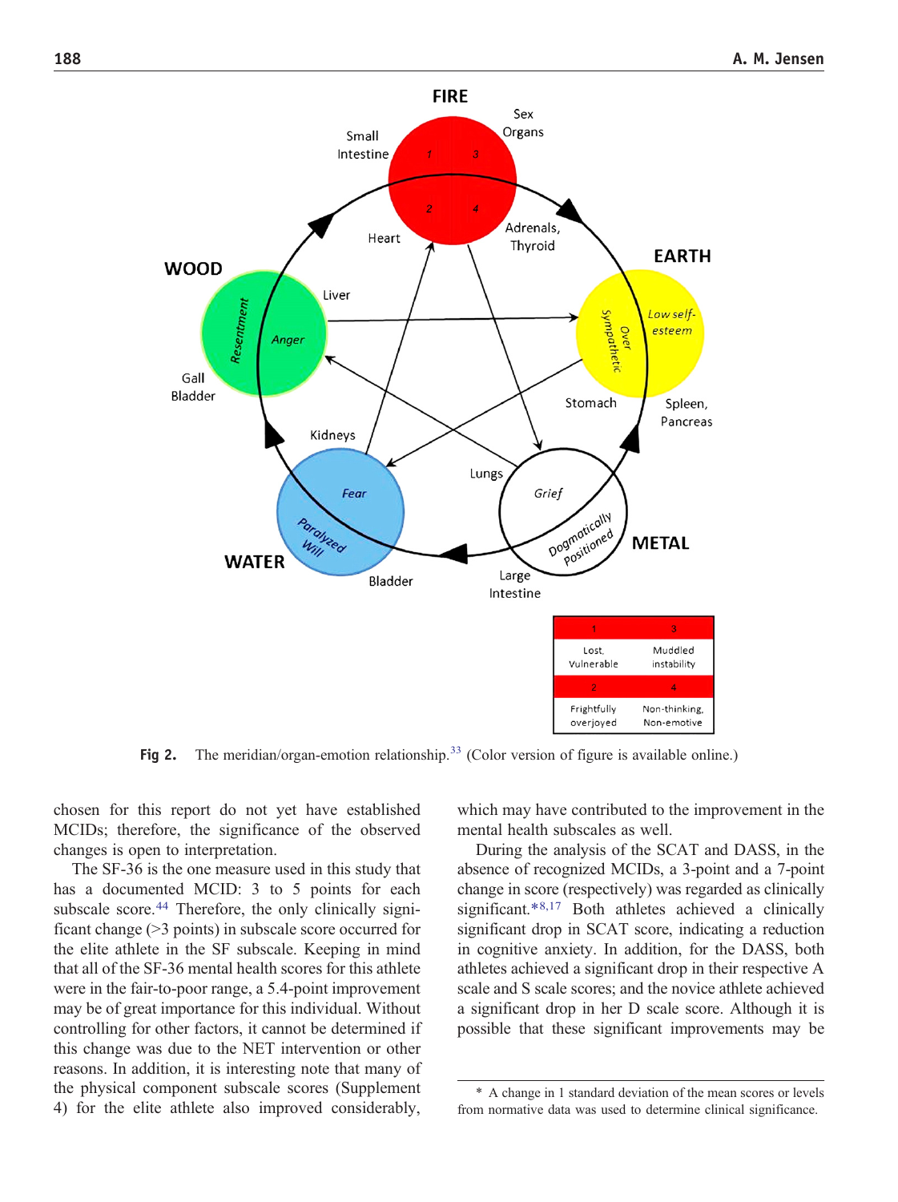Fig 2. The meridian/organ-emotion relationship.[33] (Color version of figure is available online.)

chosen for this report do not yet have established MCIDs; therefore, the significance of the observed changes is open to interpretation.

The SF-36 is the one measure used in this study that has a documented MCID: 3 to 5 points for each subscale score.[44] Therefore, the only clinically significant change (>3 points) in subscale score occurred for the elite athlete in the SF subscale. Keeping in mind that all of the SF-36 mental health scores for this athlete were in the fair-to-poor range, a 5.4-point improvement may be of great importance for this individual. Without controlling for other factors, it cannot be determined if this change was due to the NET intervention or other reasons. In addition, it is interesting note that many of the physical component subscale scores (Supplement 4) for the elite athlete also improved considerably, which may have contributed to the improvement in the mental health subscales as well.

During the analysis of the SCAT and DASS, in the absence of recognized MCIDs, a 3-point and a 7-point change in score (respectively) was regarded as clinically significant.[*,8,17] Both athletes achieved a clinically significant drop in SCAT score, indicating a reduction in cognitive anxiety. In addition, for the DASS, both athletes achieved a significant drop in their respective A scale and S scale scores; and the novice athlete achieved a significant drop in her D scale score. Although it is possible that these significant improvements may be

\* A change in 1 standard deviation of the mean scores or levels from normative data was used to determine clinical significance.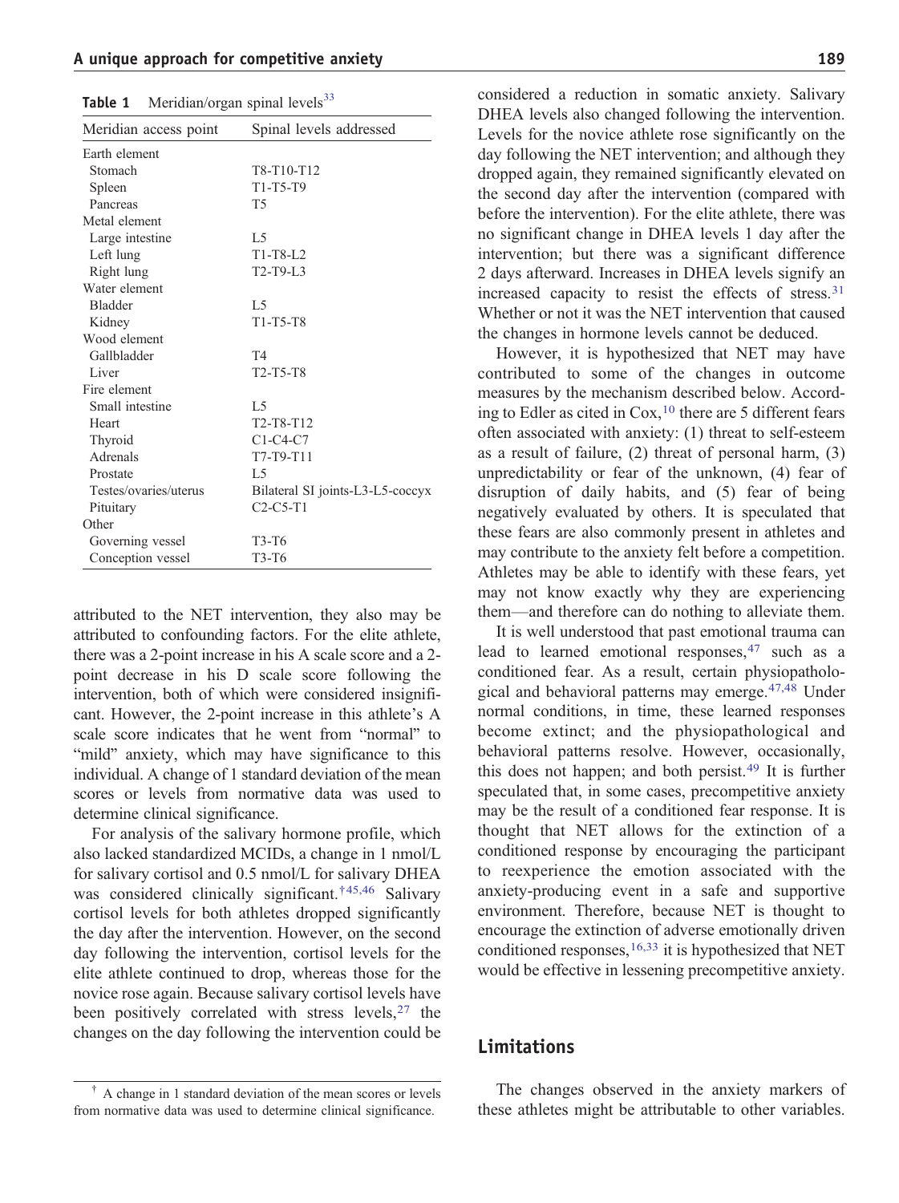**Table 1** Meridian/organ spinal levels[33]

| Meridian access point | Spinal levels addressed |
|---|---|
| Earth element | |
| Stomach | T8-T10-T12 |
| Spleen | T1-T5-T9 |
| Pancreas | T5 |
| Metal element | |
| Large intestine | L5 |
| Left lung | T1-T8-L2 |
| Right lung | T2-T9-L3 |
| Water element | |
| Bladder | L5 |
| Kidney | T1-T5-T8 |
| Wood element | |
| Gallbladder | T4 |
| Liver | T2-T5-T8 |
| Fire element | |
| Small intestine | L5 |
| Heart | T2-T8-T12 |
| Thyroid | C1-C4-C7 |
| Adrenals | T7-T9-T11 |
| Prostate | L5 |
| Testes/ovaries/uterus | Bilateral SI joints-L3-L5-coccyx |
| Pituitary | C2-C5-T1 |
| Other | |
| Governing vessel | T3-T6 |
| Conception vessel | T3-T6 |

attributed to the NET intervention, they also may be attributed to confounding factors. For the elite athlete, there was a 2-point increase in his A scale score and a 2-point decrease in his D scale score following the intervention, both of which were considered insignificant. However, the 2-point increase in this athlete's A scale score indicates that he went from "normal" to "mild" anxiety, which may have significance to this individual. A change of 1 standard deviation of the mean scores or levels from normative data was used to determine clinical significance.

For analysis of the salivary hormone profile, which also lacked standardized MCIDs, a change in 1 nmol/L for salivary cortisol and 0.5 nmol/L for salivary DHEA was considered clinically significant.[†45,46] Salivary cortisol levels for both athletes dropped significantly the day after the intervention. However, on the second day following the intervention, cortisol levels for the elite athlete continued to drop, whereas those for the novice rose again. Because salivary cortisol levels have been positively correlated with stress levels,[27] the changes on the day following the intervention could be considered a reduction in somatic anxiety. Salivary DHEA levels also changed following the intervention. Levels for the novice athlete rose significantly on the day following the NET intervention; and although they dropped again, they remained significantly elevated on the second day after the intervention (compared with before the intervention). For the elite athlete, there was no significant change in DHEA levels 1 day after the intervention; but there was a significant difference 2 days afterward. Increases in DHEA levels signify an increased capacity to resist the effects of stress.[31] Whether or not it was the NET intervention that caused the changes in hormone levels cannot be deduced.

However, it is hypothesized that NET may have contributed to some of the changes in outcome measures by the mechanism described below. According to Edler as cited in Cox,[10] there are 5 different fears often associated with anxiety: (1) threat to self-esteem as a result of failure, (2) threat of personal harm, (3) unpredictability or fear of the unknown, (4) fear of disruption of daily habits, and (5) fear of being negatively evaluated by others. It is speculated that these fears are also commonly present in athletes and may contribute to the anxiety felt before a competition. Athletes may be able to identify with these fears, yet may not know exactly why they are experiencing them—and therefore can do nothing to alleviate them.

It is well understood that past emotional trauma can lead to learned emotional responses,[47] such as a conditioned fear. As a result, certain physiopathological and behavioral patterns may emerge.[47,48] Under normal conditions, in time, these learned responses become extinct; and the physiopathological and behavioral patterns resolve. However, occasionally, this does not happen; and both persist.[49] It is further speculated that, in some cases, precompetitive anxiety may be the result of a conditioned fear response. It is thought that NET allows for the extinction of a conditioned response by encouraging the participant to reexperience the emotion associated with the anxiety-producing event in a safe and supportive environment. Therefore, because NET is thought to encourage the extinction of adverse emotionally driven conditioned responses,[16,33] it is hypothesized that NET would be effective in lessening precompetitive anxiety.

## Limitations

The changes observed in the anxiety markers of these athletes might be attributable to other variables.

[†] A change in 1 standard deviation of the mean scores or levels from normative data was used to determine clinical significance.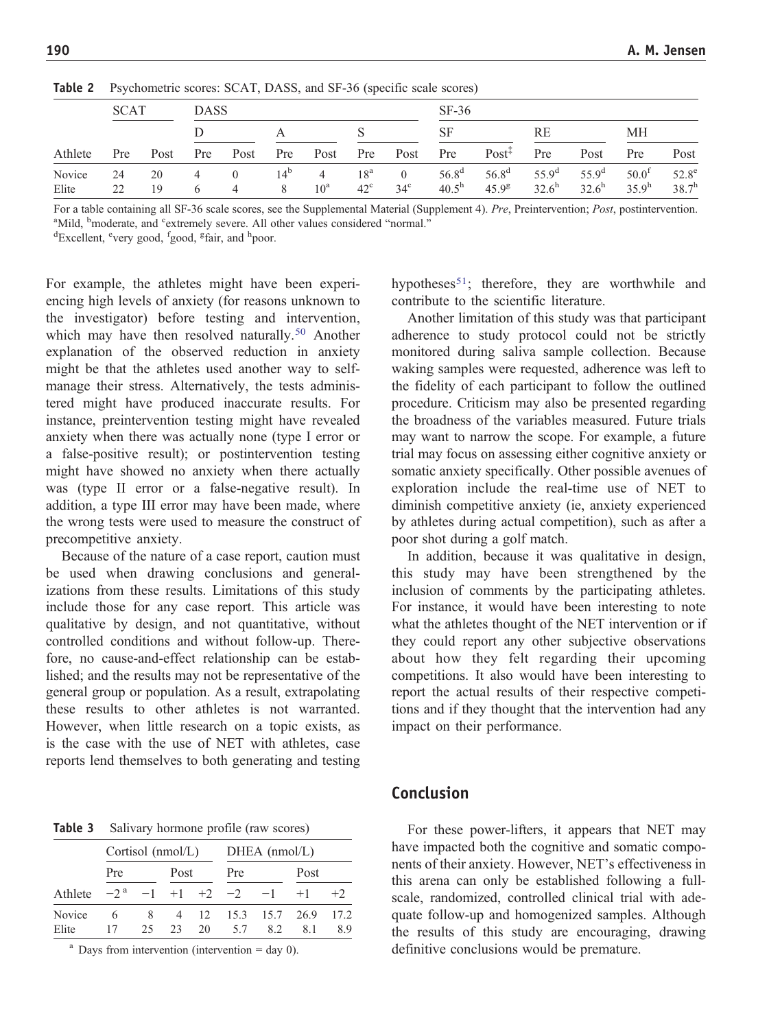**Table 2** Psychometric scores: SCAT, DASS, and SF-36 (specific scale scores)

| | SCAT | | DASS | | | | | | SF-36 | | | | | |
|---|---|---|---|---|---|---|---|---|---|---|---|---|---|---|
| | | | D | | A | | S | | SF | | RE | | MH | |
| Athlete | Pre | Post | Pre | Post | Pre | Post | Pre | Post | Pre | Post[‡] | Pre | Post | Pre | Post |
| Novice | 24 | 20 | 4 | 0 | 14[b] | 4 | 18[a] | 0 | 56.8[d] | 56.8[d] | 55.9[d] | 55.9[d] | 50.0[f] | 52.8[e] |
| Elite | 22 | 19 | 6 | 4 | 8 | 10[a] | 42[c] | 34[c] | 40.5[h] | 45.9[g] | 32.6[h] | 32.6[h] | 35.9[h] | 38.7[h] |

For a table containing all SF-36 scale scores, see the Supplemental Material (Supplement 4). *Pre*, Preintervention; *Post*, postintervention.
[a]Mild, [b]moderate, and [c]extremely severe. All other values considered "normal."
[d]Excellent, [e]very good, [f]good, [g]fair, and [h]poor.

For example, the athletes might have been experiencing high levels of anxiety (for reasons unknown to the investigator) before testing and intervention, which may have then resolved naturally.[50] Another explanation of the observed reduction in anxiety might be that the athletes used another way to self-manage their stress. Alternatively, the tests administered might have produced inaccurate results. For instance, preintervention testing might have revealed anxiety when there was actually none (type I error or a false-positive result); or postintervention testing might have showed no anxiety when there actually was (type II error or a false-negative result). In addition, a type III error may have been made, where the wrong tests were used to measure the construct of precompetitive anxiety.

Because of the nature of a case report, caution must be used when drawing conclusions and generalizations from these results. Limitations of this study include those for any case report. This article was qualitative by design, and not quantitative, without controlled conditions and without follow-up. Therefore, no cause-and-effect relationship can be established; and the results may not be representative of the general group or population. As a result, extrapolating these results to other athletes is not warranted. However, when little research on a topic exists, as is the case with the use of NET with athletes, case reports lend themselves to both generating and testing hypotheses[51]; therefore, they are worthwhile and contribute to the scientific literature.

Another limitation of this study was that participant adherence to study protocol could not be strictly monitored during saliva sample collection. Because waking samples were requested, adherence was left to the fidelity of each participant to follow the outlined procedure. Criticism may also be presented regarding the broadness of the variables measured. Future trials may want to narrow the scope. For example, a future trial may focus on assessing either cognitive anxiety or somatic anxiety specifically. Other possible avenues of exploration include the real-time use of NET to diminish competitive anxiety (ie, anxiety experienced by athletes during actual competition), such as after a poor shot during a golf match.

In addition, because it was qualitative in design, this study may have been strengthened by the inclusion of comments by the participating athletes. For instance, it would have been interesting to note what the athletes thought of the NET intervention or if they could report any other subjective observations about how they felt regarding their upcoming competitions. It also would have been interesting to report the actual results of their respective competitions and if they thought that the intervention had any impact on their performance.

**Table 3** Salivary hormone profile (raw scores)

| | Cortisol (nmol/L) | | | | DHEA (nmol/L) | | | |
|---|---|---|---|---|---|---|---|---|
| | Pre | | Post | | Pre | | Post | |
| Athlete | −2[a] | −1 | +1 | +2 | −2 | −1 | +1 | +2 |
| Novice | 6 | 8 | 4 | 12 | 15.3 | 15.7 | 26.9 | 17.2 |
| Elite | 17 | 25 | 23 | 20 | 5.7 | 8.2 | 8.1 | 8.9 |

[a] Days from intervention (intervention = day 0).

## Conclusion

For these power-lifters, it appears that NET may have impacted both the cognitive and somatic components of their anxiety. However, NET's effectiveness in this arena can only be established following a full-scale, randomized, controlled clinical trial with adequate follow-up and homogenized samples. Although the results of this study are encouraging, drawing definitive conclusions would be premature.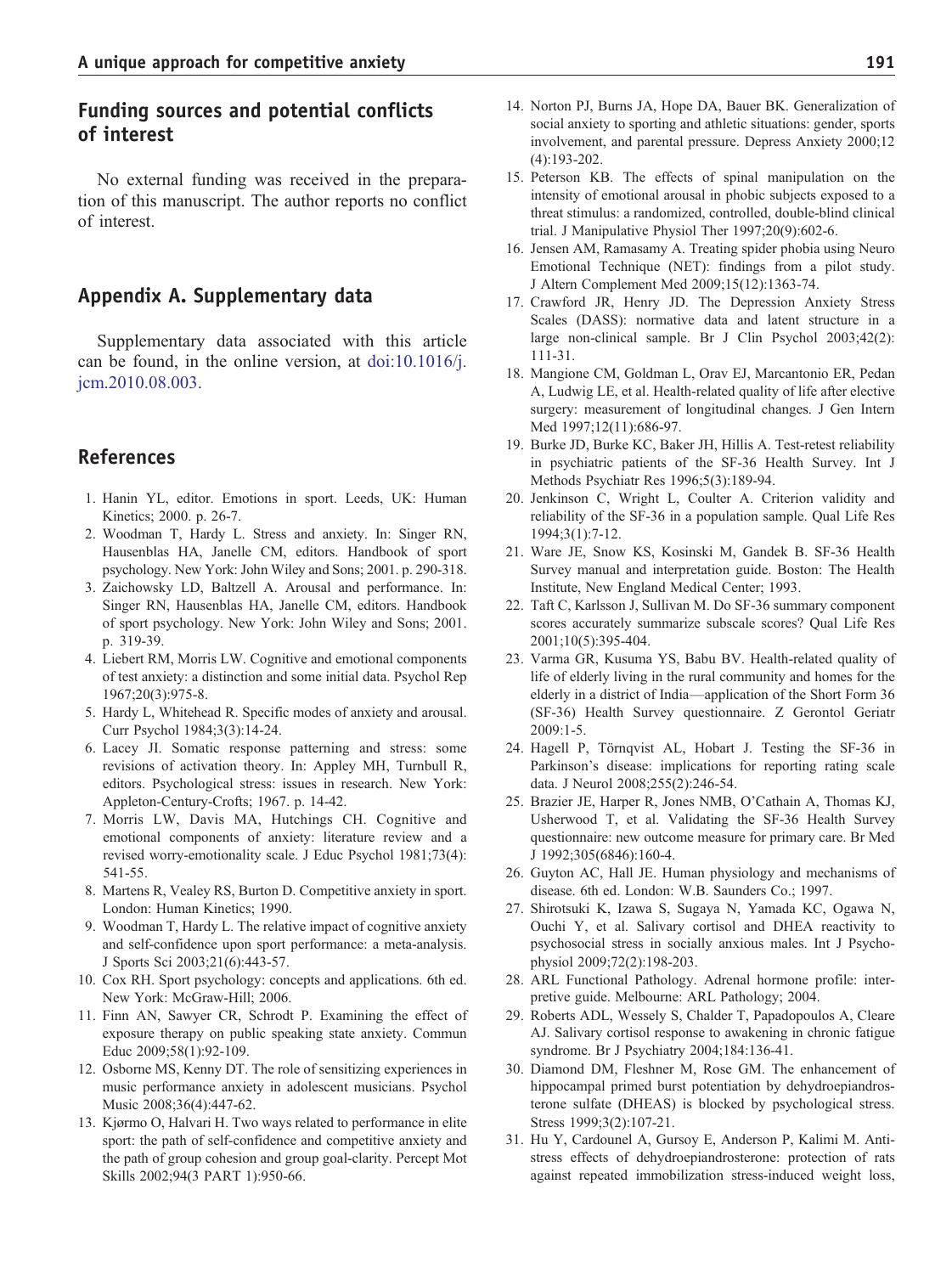## Funding sources and potential conflicts of interest

No external funding was received in the preparation of this manuscript. The author reports no conflict of interest.

## Appendix A. Supplementary data

Supplementary data associated with this article can be found, in the online version, at doi:10.1016/j.jcm.2010.08.003.

## References

1. Hanin YL, editor. Emotions in sport. Leeds, UK: Human Kinetics; 2000. p. 26-7.
2. Woodman T, Hardy L. Stress and anxiety. In: Singer RN, Hausenblas HA, Janelle CM, editors. Handbook of sport psychology. New York: John Wiley and Sons; 2001. p. 290-318.
3. Zaichowsky LD, Baltzell A. Arousal and performance. In: Singer RN, Hausenblas HA, Janelle CM, editors. Handbook of sport psychology. New York: John Wiley and Sons; 2001. p. 319-39.
4. Liebert RM, Morris LW. Cognitive and emotional components of test anxiety: a distinction and some initial data. Psychol Rep 1967;20(3):975-8.
5. Hardy L, Whitehead R. Specific modes of anxiety and arousal. Curr Psychol 1984;3(3):14-24.
6. Lacey JI. Somatic response patterning and stress: some revisions of activation theory. In: Appley MH, Turnbull R, editors. Psychological stress: issues in research. New York: Appleton-Century-Crofts; 1967. p. 14-42.
7. Morris LW, Davis MA, Hutchings CH. Cognitive and emotional components of anxiety: literature review and a revised worry-emotionality scale. J Educ Psychol 1981;73(4):541-55.
8. Martens R, Vealey RS, Burton D. Competitive anxiety in sport. London: Human Kinetics; 1990.
9. Woodman T, Hardy L. The relative impact of cognitive anxiety and self-confidence upon sport performance: a meta-analysis. J Sports Sci 2003;21(6):443-57.
10. Cox RH. Sport psychology: concepts and applications. 6th ed. New York: McGraw-Hill; 2006.
11. Finn AN, Sawyer CR, Schrodt P. Examining the effect of exposure therapy on public speaking state anxiety. Commun Educ 2009;58(1):92-109.
12. Osborne MS, Kenny DT. The role of sensitizing experiences in music performance anxiety in adolescent musicians. Psychol Music 2008;36(4):447-62.
13. Kjørmo O, Halvari H. Two ways related to performance in elite sport: the path of self-confidence and competitive anxiety and the path of group cohesion and group goal-clarity. Percept Mot Skills 2002;94(3 PART 1):950-66.
14. Norton PJ, Burns JA, Hope DA, Bauer BK. Generalization of social anxiety to sporting and athletic situations: gender, sports involvement, and parental pressure. Depress Anxiety 2000;12(4):193-202.
15. Peterson KB. The effects of spinal manipulation on the intensity of emotional arousal in phobic subjects exposed to a threat stimulus: a randomized, controlled, double-blind clinical trial. J Manipulative Physiol Ther 1997;20(9):602-6.
16. Jensen AM, Ramasamy A. Treating spider phobia using Neuro Emotional Technique (NET): findings from a pilot study. J Altern Complement Med 2009;15(12):1363-74.
17. Crawford JR, Henry JD. The Depression Anxiety Stress Scales (DASS): normative data and latent structure in a large non-clinical sample. Br J Clin Psychol 2003;42(2):111-31.
18. Mangione CM, Goldman L, Orav EJ, Marcantonio ER, Pedan A, Ludwig LE, et al. Health-related quality of life after elective surgery: measurement of longitudinal changes. J Gen Intern Med 1997;12(11):686-97.
19. Burke JD, Burke KC, Baker JH, Hillis A. Test-retest reliability in psychiatric patients of the SF-36 Health Survey. Int J Methods Psychiatr Res 1996;5(3):189-94.
20. Jenkinson C, Wright L, Coulter A. Criterion validity and reliability of the SF-36 in a population sample. Qual Life Res 1994;3(1):7-12.
21. Ware JE, Snow KS, Kosinski M, Gandek B. SF-36 Health Survey manual and interpretation guide. Boston: The Health Institute, New England Medical Center; 1993.
22. Taft C, Karlsson J, Sullivan M. Do SF-36 summary component scores accurately summarize subscale scores? Qual Life Res 2001;10(5):395-404.
23. Varma GR, Kusuma YS, Babu BV. Health-related quality of life of elderly living in the rural community and homes for the elderly in a district of India—application of the Short Form 36 (SF-36) Health Survey questionnaire. Z Gerontol Geriatr 2009:1-5.
24. Hagell P, Törnqvist AL, Hobart J. Testing the SF-36 in Parkinson's disease: implications for reporting rating scale data. J Neurol 2008;255(2):246-54.
25. Brazier JE, Harper R, Jones NMB, O'Cathain A, Thomas KJ, Usherwood T, et al. Validating the SF-36 Health Survey questionnaire: new outcome measure for primary care. Br Med J 1992;305(6846):160-4.
26. Guyton AC, Hall JE. Human physiology and mechanisms of disease. 6th ed. London: W.B. Saunders Co.; 1997.
27. Shirotsuki K, Izawa S, Sugaya N, Yamada KC, Ogawa N, Ouchi Y, et al. Salivary cortisol and DHEA reactivity to psychosocial stress in socially anxious males. Int J Psychophysiol 2009;72(2):198-203.
28. ARL Functional Pathology. Adrenal hormone profile: interpretive guide. Melbourne: ARL Pathology; 2004.
29. Roberts ADL, Wessely S, Chalder T, Papadopoulos A, Cleare AJ. Salivary cortisol response to awakening in chronic fatigue syndrome. Br J Psychiatry 2004;184:136-41.
30. Diamond DM, Fleshner M, Rose GM. The enhancement of hippocampal primed burst potentiation by dehydroepiandrosterone sulfate (DHEAS) is blocked by psychological stress. Stress 1999;3(2):107-21.
31. Hu Y, Cardounel A, Gursoy E, Anderson P, Kalimi M. Anti-stress effects of dehydroepiandrosterone: protection of rats against repeated immobilization stress-induced weight loss,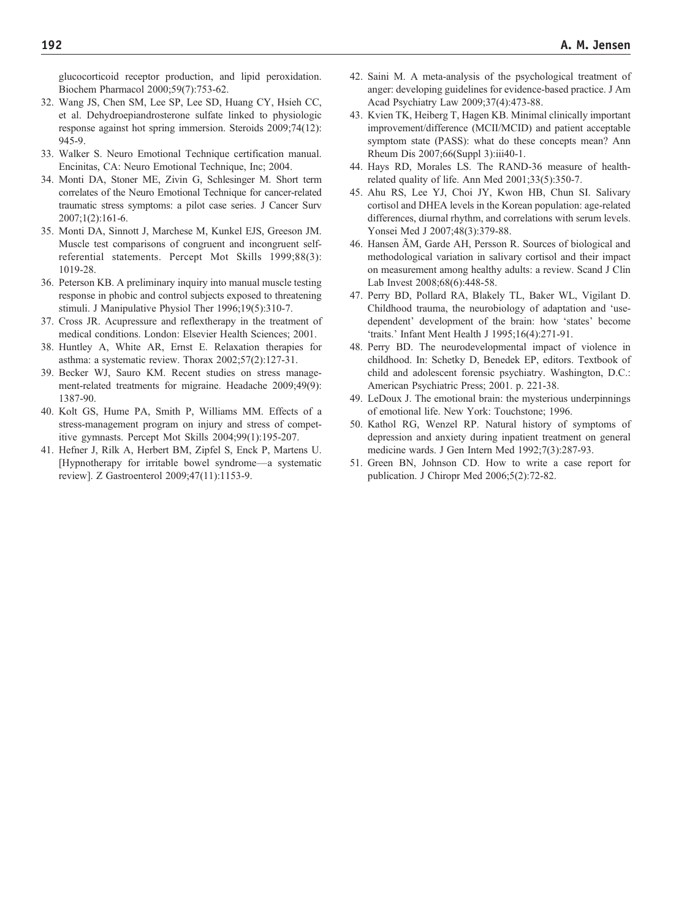glucocorticoid receptor production, and lipid peroxidation. Biochem Pharmacol 2000;59(7):753-62.

32. Wang JS, Chen SM, Lee SP, Lee SD, Huang CY, Hsieh CC, et al. Dehydroepiandrosterone sulfate linked to physiologic response against hot spring immersion. Steroids 2009;74(12): 945-9.
33. Walker S. Neuro Emotional Technique certification manual. Encinitas, CA: Neuro Emotional Technique, Inc; 2004.
34. Monti DA, Stoner ME, Zivin G, Schlesinger M. Short term correlates of the Neuro Emotional Technique for cancer-related traumatic stress symptoms: a pilot case series. J Cancer Surv 2007;1(2):161-6.
35. Monti DA, Sinnott J, Marchese M, Kunkel EJS, Greeson JM. Muscle test comparisons of congruent and incongruent self-referential statements. Percept Mot Skills 1999;88(3): 1019-28.
36. Peterson KB. A preliminary inquiry into manual muscle testing response in phobic and control subjects exposed to threatening stimuli. J Manipulative Physiol Ther 1996;19(5):310-7.
37. Cross JR. Acupressure and reflextherapy in the treatment of medical conditions. London: Elsevier Health Sciences; 2001.
38. Huntley A, White AR, Ernst E. Relaxation therapies for asthma: a systematic review. Thorax 2002;57(2):127-31.
39. Becker WJ, Sauro KM. Recent studies on stress management-related treatments for migraine. Headache 2009;49(9): 1387-90.
40. Kolt GS, Hume PA, Smith P, Williams MM. Effects of a stress-management program on injury and stress of competitive gymnasts. Percept Mot Skills 2004;99(1):195-207.
41. Hefner J, Rilk A, Herbert BM, Zipfel S, Enck P, Martens U. [Hypnotherapy for irritable bowel syndrome—a systematic review]. Z Gastroenterol 2009;47(11):1153-9.
42. Saini M. A meta-analysis of the psychological treatment of anger: developing guidelines for evidence-based practice. J Am Acad Psychiatry Law 2009;37(4):473-88.
43. Kvien TK, Heiberg T, Hagen KB. Minimal clinically important improvement/difference (MCII/MCID) and patient acceptable symptom state (PASS): what do these concepts mean? Ann Rheum Dis 2007;66(Suppl 3):iii40-1.
44. Hays RD, Morales LS. The RAND-36 measure of health-related quality of life. Ann Med 2001;33(5):350-7.
45. Ahu RS, Lee YJ, Choi JY, Kwon HB, Chun SI. Salivary cortisol and DHEA levels in the Korean population: age-related differences, diurnal rhythm, and correlations with serum levels. Yonsei Med J 2007;48(3):379-88.
46. Hansen ÃM, Garde AH, Persson R. Sources of biological and methodological variation in salivary cortisol and their impact on measurement among healthy adults: a review. Scand J Clin Lab Invest 2008;68(6):448-58.
47. Perry BD, Pollard RA, Blakely TL, Baker WL, Vigilant D. Childhood trauma, the neurobiology of adaptation and 'use-dependent' development of the brain: how 'states' become 'traits.' Infant Ment Health J 1995;16(4):271-91.
48. Perry BD. The neurodevelopmental impact of violence in childhood. In: Schetky D, Benedek EP, editors. Textbook of child and adolescent forensic psychiatry. Washington, D.C.: American Psychiatric Press; 2001. p. 221-38.
49. LeDoux J. The emotional brain: the mysterious underpinnings of emotional life. New York: Touchstone; 1996.
50. Kathol RG, Wenzel RP. Natural history of symptoms of depression and anxiety during inpatient treatment on general medicine wards. J Gen Intern Med 1992;7(3):287-93.
51. Green BN, Johnson CD. How to write a case report for publication. J Chiropr Med 2006;5(2):72-82.